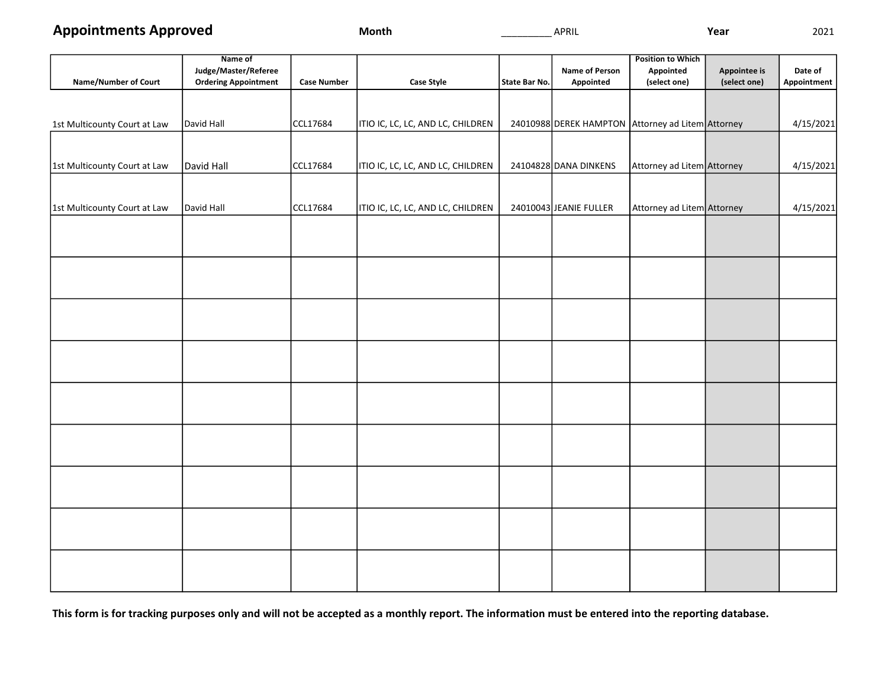**Appointments Approved** **Month** _________ APRIL **Year** 2021

| Name/Number of Court | Name of Judge/Master/Referee Ordering Appointment | Case Number | Case Style | State Bar No. | Name of Person Appointed | Position to Which Appointed (select one) | Appointee is (select one) | Date of Appointment |
|---|---|---|---|---|---|---|---|---|
| 1st Multicounty Court at Law | David Hall | CCL17684 | ITIO IC, LC, LC, AND LC, CHILDREN | 24010988 | DEREK HAMPTON | Attorney ad Litem | Attorney | 4/15/2021 |
| 1st Multicounty Court at Law | David Hall | CCL17684 | ITIO IC, LC, LC, AND LC, CHILDREN | 24104828 | DANA DINKENS | Attorney ad Litem | Attorney | 4/15/2021 |
| 1st Multicounty Court at Law | David Hall | CCL17684 | ITIO IC, LC, LC, AND LC, CHILDREN | 24010043 | JEANIE FULLER | Attorney ad Litem | Attorney | 4/15/2021 |
| | | | | | | | | |
| | | | | | | | | |
| | | | | | | | | |
| | | | | | | | | |
| | | | | | | | | |
| | | | | | | | | |
| | | | | | | | | |
| | | | | | | | | |
| | | | | | | | | |

**This form is for tracking purposes only and will not be accepted as a monthly report. The information must be entered into the reporting database.**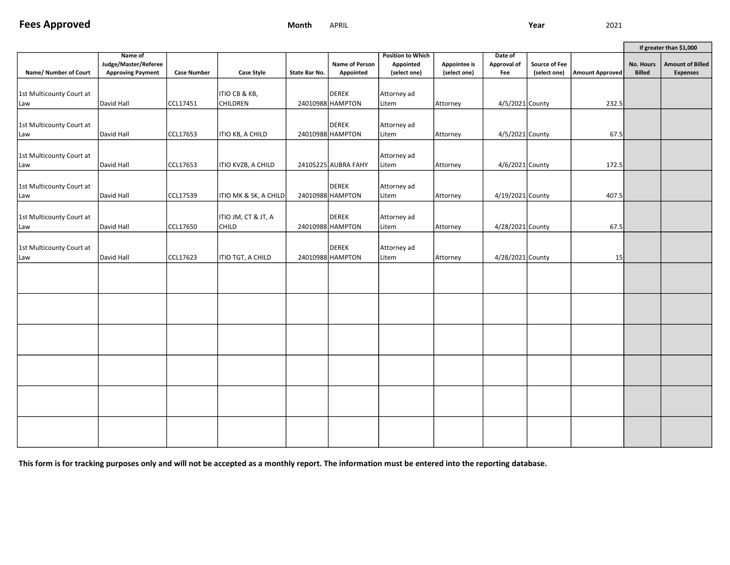# Fees Approved

**Month** APRIL **Year** 2021

| Name/ Number of Court | Name of Judge/Master/Referee Approving Payment | Case Number | Case Style | State Bar No. | Name of Person Appointed | Position to Which Appointed (select one) | Appointee is (select one) | Date of Approval of Fee | Source of Fee (select one) | Amount Approved | If greater than $1,000 | |
|---|---|---|---|---|---|---|---|---|---|---|---|---|
| | | | | | | | | | | | No. Hours Billed | Amount of Billed Expenses |
| 1st Multicounty Court at Law | David Hall | CCL17451 | ITIO CB & KB, CHILDREN | 24010988 | DEREK HAMPTON | Attorney ad Litem | Attorney | 4/5/2021 | County | 232.5 | | |
| 1st Multicounty Court at Law | David Hall | CCL17653 | ITIO KB, A CHILD | 24010988 | DEREK HAMPTON | Attorney ad Litem | Attorney | 4/5/2021 | County | 67.5 | | |
| 1st Multicounty Court at Law | David Hall | CCL17653 | ITIO KVZB, A CHILD | 24105225 | AUBRA FAHY | Attorney ad Litem | Attorney | 4/6/2021 | County | 172.5 | | |
| 1st Multicounty Court at Law | David Hall | CCL17539 | ITIO MK & SK, A CHILD | 24010988 | DEREK HAMPTON | Attorney ad Litem | Attorney | 4/19/2021 | County | 407.5 | | |
| 1st Multicounty Court at Law | David Hall | CCL17650 | ITIO JM, CT & JT, A CHILD | 24010988 | DEREK HAMPTON | Attorney ad Litem | Attorney | 4/28/2021 | County | 67.5 | | |
| 1st Multicounty Court at Law | David Hall | CCL17623 | ITIO TGT, A CHILD | 24010988 | DEREK HAMPTON | Attorney ad Litem | Attorney | 4/28/2021 | County | 15 | | |
| | | | | | | | | | | | | |
| | | | | | | | | | | | | |
| | | | | | | | | | | | | |
| | | | | | | | | | | | | |
| | | | | | | | | | | | | |
| | | | | | | | | | | | | |

**This form is for tracking purposes only and will not be accepted as a monthly report. The information must be entered into the reporting database.**